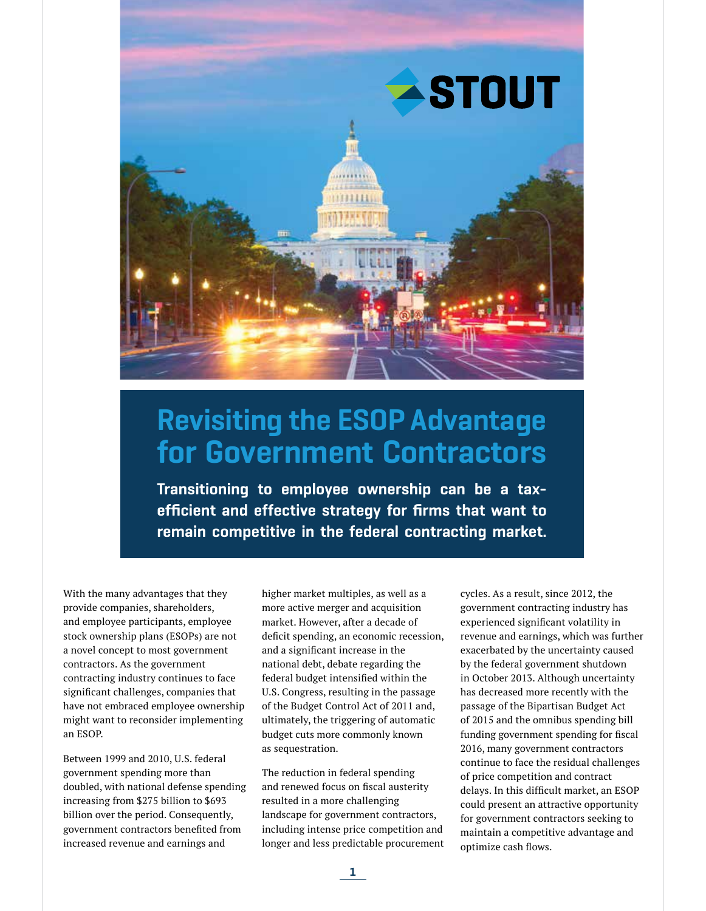# Revisiting the ESOP Advantage for Government Contractors

**Transitioning to employee ownership can be a tax-efficient and effective strategy for firms that want to remain competitive in the federal contracting market.**

With the many advantages that they provide companies, shareholders, and employee participants, employee stock ownership plans (ESOPs) are not a novel concept to most government contractors. As the government contracting industry continues to face significant challenges, companies that have not embraced employee ownership might want to reconsider implementing an ESOP.

Between 1999 and 2010, U.S. federal government spending more than doubled, with national defense spending increasing from $275 billion to $693 billion over the period. Consequently, government contractors benefited from increased revenue and earnings and higher market multiples, as well as a more active merger and acquisition market. However, after a decade of deficit spending, an economic recession, and a significant increase in the national debt, debate regarding the federal budget intensified within the U.S. Congress, resulting in the passage of the Budget Control Act of 2011 and, ultimately, the triggering of automatic budget cuts more commonly known as sequestration.

The reduction in federal spending and renewed focus on fiscal austerity resulted in a more challenging landscape for government contractors, including intense price competition and longer and less predictable procurement cycles. As a result, since 2012, the government contracting industry has experienced significant volatility in revenue and earnings, which was further exacerbated by the uncertainty caused by the federal government shutdown in October 2013. Although uncertainty has decreased more recently with the passage of the Bipartisan Budget Act of 2015 and the omnibus spending bill funding government spending for fiscal 2016, many government contractors continue to face the residual challenges of price competition and contract delays. In this difficult market, an ESOP could present an attractive opportunity for government contractors seeking to maintain a competitive advantage and optimize cash flows.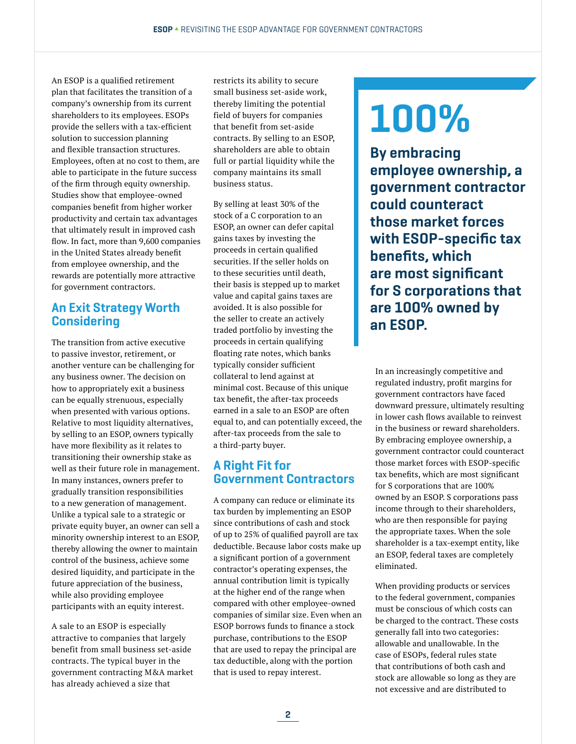An ESOP is a qualified retirement plan that facilitates the transition of a company's ownership from its current shareholders to its employees. ESOPs provide the sellers with a tax-efficient solution to succession planning and flexible transaction structures. Employees, often at no cost to them, are able to participate in the future success of the firm through equity ownership. Studies show that employee-owned companies benefit from higher worker productivity and certain tax advantages that ultimately result in improved cash flow. In fact, more than 9,600 companies in the United States already benefit from employee ownership, and the rewards are potentially more attractive for government contractors.

## An Exit Strategy Worth Considering

The transition from active executive to passive investor, retirement, or another venture can be challenging for any business owner. The decision on how to appropriately exit a business can be equally strenuous, especially when presented with various options. Relative to most liquidity alternatives, by selling to an ESOP, owners typically have more flexibility as it relates to transitioning their ownership stake as well as their future role in management. In many instances, owners prefer to gradually transition responsibilities to a new generation of management. Unlike a typical sale to a strategic or private equity buyer, an owner can sell a minority ownership interest to an ESOP, thereby allowing the owner to maintain control of the business, achieve some desired liquidity, and participate in the future appreciation of the business, while also providing employee participants with an equity interest.

A sale to an ESOP is especially attractive to companies that largely benefit from small business set-aside contracts. The typical buyer in the government contracting M&A market has already achieved a size that restricts its ability to secure small business set-aside work, thereby limiting the potential field of buyers for companies that benefit from set-aside contracts. By selling to an ESOP, shareholders are able to obtain full or partial liquidity while the company maintains its small business status.

By selling at least 30% of the stock of a C corporation to an ESOP, an owner can defer capital gains taxes by investing the proceeds in certain qualified securities. If the seller holds on to these securities until death, their basis is stepped up to market value and capital gains taxes are avoided. It is also possible for the seller to create an actively traded portfolio by investing the proceeds in certain qualifying floating rate notes, which banks typically consider sufficient collateral to lend against at minimal cost. Because of this unique tax benefit, the after-tax proceeds earned in a sale to an ESOP are often equal to, and can potentially exceed, the after-tax proceeds from the sale to a third-party buyer.

## A Right Fit for Government Contractors

A company can reduce or eliminate its tax burden by implementing an ESOP since contributions of cash and stock of up to 25% of qualified payroll are tax deductible. Because labor costs make up a significant portion of a government contractor's operating expenses, the annual contribution limit is typically at the higher end of the range when compared with other employee-owned companies of similar size. Even when an ESOP borrows funds to finance a stock purchase, contributions to the ESOP that are used to repay the principal are tax deductible, along with the portion that is used to repay interest.

> **100%**
>
> **By embracing employee ownership, a government contractor could counteract those market forces with ESOP-specific tax benefits, which are most significant for S corporations that are 100% owned by an ESOP.**

In an increasingly competitive and regulated industry, profit margins for government contractors have faced downward pressure, ultimately resulting in lower cash flows available to reinvest in the business or reward shareholders. By embracing employee ownership, a government contractor could counteract those market forces with ESOP-specific tax benefits, which are most significant for S corporations that are 100% owned by an ESOP. S corporations pass income through to their shareholders, who are then responsible for paying the appropriate taxes. When the sole shareholder is a tax-exempt entity, like an ESOP, federal taxes are completely eliminated.

When providing products or services to the federal government, companies must be conscious of which costs can be charged to the contract. These costs generally fall into two categories: allowable and unallowable. In the case of ESOPs, federal rules state that contributions of both cash and stock are allowable so long as they are not excessive and are distributed to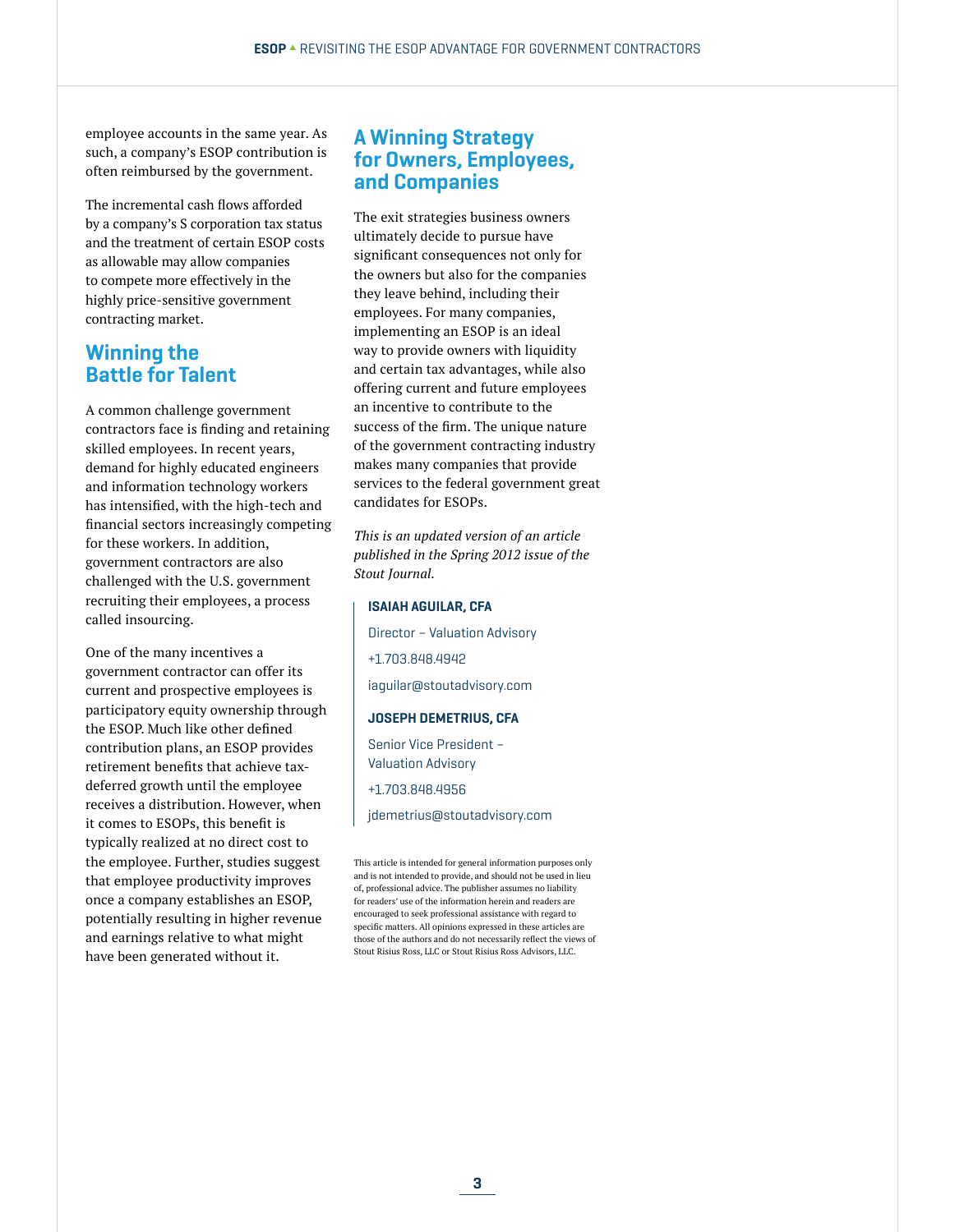employee accounts in the same year. As such, a company's ESOP contribution is often reimbursed by the government.

The incremental cash flows afforded by a company's S corporation tax status and the treatment of certain ESOP costs as allowable may allow companies to compete more effectively in the highly price-sensitive government contracting market.

## Winning the Battle for Talent

A common challenge government contractors face is finding and retaining skilled employees. In recent years, demand for highly educated engineers and information technology workers has intensified, with the high-tech and financial sectors increasingly competing for these workers. In addition, government contractors are also challenged with the U.S. government recruiting their employees, a process called insourcing.

One of the many incentives a government contractor can offer its current and prospective employees is participatory equity ownership through the ESOP. Much like other defined contribution plans, an ESOP provides retirement benefits that achieve tax-deferred growth until the employee receives a distribution. However, when it comes to ESOPs, this benefit is typically realized at no direct cost to the employee. Further, studies suggest that employee productivity improves once a company establishes an ESOP, potentially resulting in higher revenue and earnings relative to what might have been generated without it.

## A Winning Strategy for Owners, Employees, and Companies

The exit strategies business owners ultimately decide to pursue have significant consequences not only for the owners but also for the companies they leave behind, including their employees. For many companies, implementing an ESOP is an ideal way to provide owners with liquidity and certain tax advantages, while also offering current and future employees an incentive to contribute to the success of the firm. The unique nature of the government contracting industry makes many companies that provide services to the federal government great candidates for ESOPs.

*This is an updated version of an article published in the Spring 2012 issue of the Stout Journal.*

**ISAIAH AGUILAR, CFA**

Director – Valuation Advisory

+1.703.848.4942

iaguilar@stoutadvisory.com

**JOSEPH DEMETRIUS, CFA**

Senior Vice President – Valuation Advisory

+1.703.848.4956

jdemetrius@stoutadvisory.com

This article is intended for general information purposes only and is not intended to provide, and should not be used in lieu of, professional advice. The publisher assumes no liability for readers' use of the information herein and readers are encouraged to seek professional assistance with regard to specific matters. All opinions expressed in these articles are those of the authors and do not necessarily reflect the views of Stout Risius Ross, LLC or Stout Risius Ross Advisors, LLC.